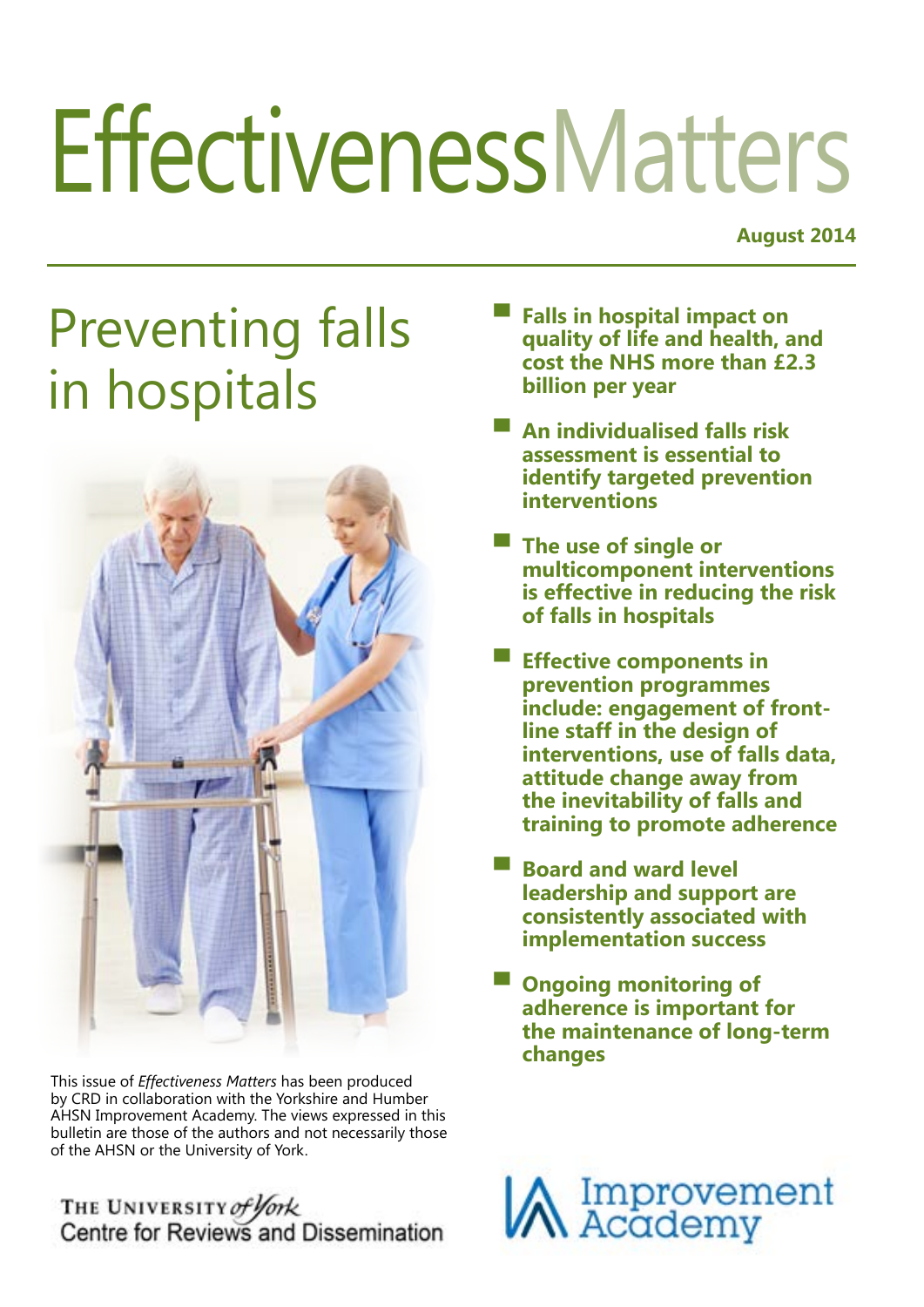# EffectivenessMatters

**August 2014**

## Preventing falls in hospitals

- **Falls in hospital impact on quality of life and health, and cost the NHS more than £2.3 billion per year**
- **An individualised falls risk assessment is essential to identify targeted prevention interventions**
- **The use of single or multicomponent interventions is effective in reducing the risk of falls in hospitals**
- **Effective components in prevention programmes include: engagement of front-line staff in the design of interventions, use of falls data, attitude change away from the inevitability of falls and training to promote adherence**
- **Board and ward level leadership and support are consistently associated with implementation success**
- **Ongoing monitoring of adherence is important for the maintenance of long-term changes**

This issue of *Effectiveness Matters* has been produced by CRD in collaboration with the Yorkshire and Humber AHSN Improvement Academy. The views expressed in this bulletin are those of the authors and not necessarily those of the AHSN or the University of York.

The University of York
Centre for Reviews and Dissemination

Improvement Academy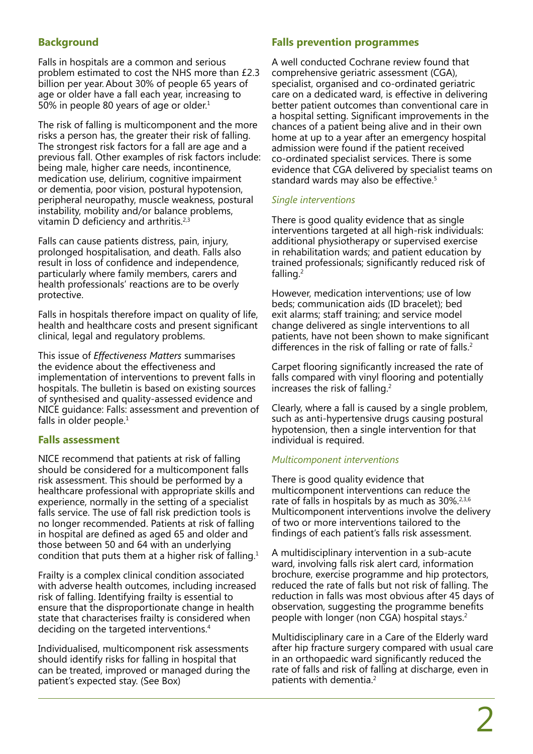## Background

Falls in hospitals are a common and serious problem estimated to cost the NHS more than £2.3 billion per year. About 30% of people 65 years of age or older have a fall each year, increasing to 50% in people 80 years of age or older.[1]

The risk of falling is multicomponent and the more risks a person has, the greater their risk of falling. The strongest risk factors for a fall are age and a previous fall. Other examples of risk factors include: being male, higher care needs, incontinence, medication use, delirium, cognitive impairment or dementia, poor vision, postural hypotension, peripheral neuropathy, muscle weakness, postural instability, mobility and/or balance problems, vitamin D deficiency and arthritis.[2,3]

Falls can cause patients distress, pain, injury, prolonged hospitalisation, and death. Falls also result in loss of confidence and independence, particularly where family members, carers and health professionals' reactions are to be overly protective.

Falls in hospitals therefore impact on quality of life, health and healthcare costs and present significant clinical, legal and regulatory problems.

This issue of *Effectiveness Matters* summarises the evidence about the effectiveness and implementation of interventions to prevent falls in hospitals. The bulletin is based on existing sources of synthesised and quality-assessed evidence and NICE guidance: Falls: assessment and prevention of falls in older people.[1]

## Falls assessment

NICE recommend that patients at risk of falling should be considered for a multicomponent falls risk assessment. This should be performed by a healthcare professional with appropriate skills and experience, normally in the setting of a specialist falls service. The use of fall risk prediction tools is no longer recommended. Patients at risk of falling in hospital are defined as aged 65 and older and those between 50 and 64 with an underlying condition that puts them at a higher risk of falling.[1]

Frailty is a complex clinical condition associated with adverse health outcomes, including increased risk of falling. Identifying frailty is essential to ensure that the disproportionate change in health state that characterises frailty is considered when deciding on the targeted interventions.[4]

Individualised, multicomponent risk assessments should identify risks for falling in hospital that can be treated, improved or managed during the patient's expected stay. (See Box)

## Falls prevention programmes

A well conducted Cochrane review found that comprehensive geriatric assessment (CGA), specialist, organised and co-ordinated geriatric care on a dedicated ward, is effective in delivering better patient outcomes than conventional care in a hospital setting. Significant improvements in the chances of a patient being alive and in their own home at up to a year after an emergency hospital admission were found if the patient received co-ordinated specialist services. There is some evidence that CGA delivered by specialist teams on standard wards may also be effective.[5]

### *Single interventions*

There is good quality evidence that as single interventions targeted at all high-risk individuals: additional physiotherapy or supervised exercise in rehabilitation wards; and patient education by trained professionals; significantly reduced risk of falling.[2]

However, medication interventions; use of low beds; communication aids (ID bracelet); bed exit alarms; staff training; and service model change delivered as single interventions to all patients, have not been shown to make significant differences in the risk of falling or rate of falls.[2]

Carpet flooring significantly increased the rate of falls compared with vinyl flooring and potentially increases the risk of falling.[2]

Clearly, where a fall is caused by a single problem, such as anti-hypertensive drugs causing postural hypotension, then a single intervention for that individual is required.

### *Multicomponent interventions*

There is good quality evidence that multicomponent interventions can reduce the rate of falls in hospitals by as much as 30%.[2,3,6] Multicomponent interventions involve the delivery of two or more interventions tailored to the findings of each patient's falls risk assessment.

A multidisciplinary intervention in a sub-acute ward, involving falls risk alert card, information brochure, exercise programme and hip protectors, reduced the rate of falls but not risk of falling. The reduction in falls was most obvious after 45 days of observation, suggesting the programme benefits people with longer (non CGA) hospital stays.[2]

Multidisciplinary care in a Care of the Elderly ward after hip fracture surgery compared with usual care in an orthopaedic ward significantly reduced the rate of falls and risk of falling at discharge, even in patients with dementia.[2]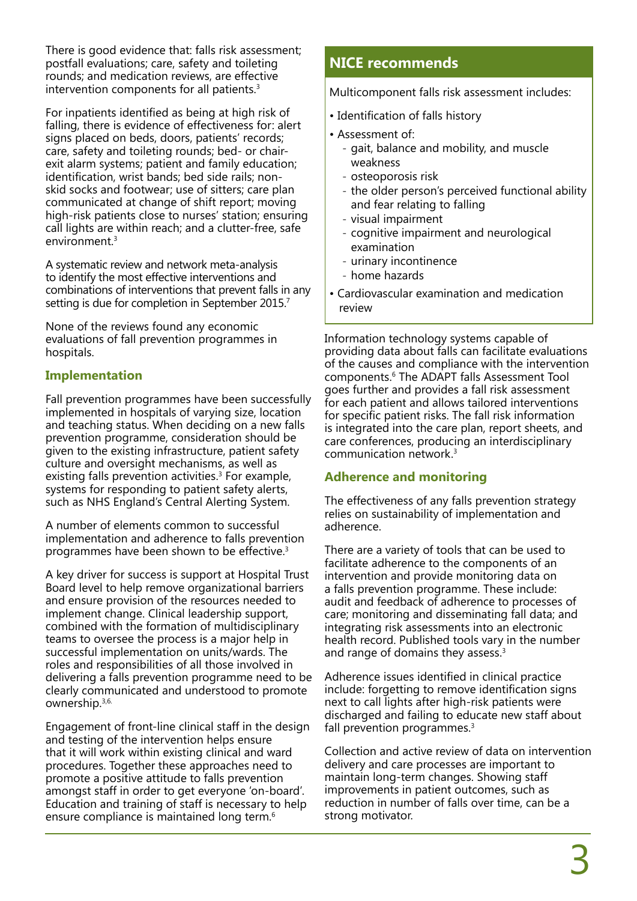There is good evidence that: falls risk assessment; postfall evaluations; care, safety and toileting rounds; and medication reviews, are effective intervention components for all patients.[3]

For inpatients identified as being at high risk of falling, there is evidence of effectiveness for: alert signs placed on beds, doors, patients' records; care, safety and toileting rounds; bed- or chair-exit alarm systems; patient and family education; identification, wrist bands; bed side rails; non-skid socks and footwear; use of sitters; care plan communicated at change of shift report; moving high-risk patients close to nurses' station; ensuring call lights are within reach; and a clutter-free, safe environment.[3]

A systematic review and network meta-analysis to identify the most effective interventions and combinations of interventions that prevent falls in any setting is due for completion in September 2015.[7]

None of the reviews found any economic evaluations of fall prevention programmes in hospitals.

## Implementation

Fall prevention programmes have been successfully implemented in hospitals of varying size, location and teaching status. When deciding on a new falls prevention programme, consideration should be given to the existing infrastructure, patient safety culture and oversight mechanisms, as well as existing falls prevention activities.[3] For example, systems for responding to patient safety alerts, such as NHS England's Central Alerting System.

A number of elements common to successful implementation and adherence to falls prevention programmes have been shown to be effective.[3]

A key driver for success is support at Hospital Trust Board level to help remove organizational barriers and ensure provision of the resources needed to implement change. Clinical leadership support, combined with the formation of multidisciplinary teams to oversee the process is a major help in successful implementation on units/wards. The roles and responsibilities of all those involved in delivering a falls prevention programme need to be clearly communicated and understood to promote ownership.[3,6]

Engagement of front-line clinical staff in the design and testing of the intervention helps ensure that it will work within existing clinical and ward procedures. Together these approaches need to promote a positive attitude to falls prevention amongst staff in order to get everyone 'on-board'. Education and training of staff is necessary to help ensure compliance is maintained long term.[6]

## NICE recommends

Multicomponent falls risk assessment includes:

- Identification of falls history
- Assessment of:
  - gait, balance and mobility, and muscle weakness
  - osteoporosis risk
  - the older person's perceived functional ability and fear relating to falling
  - visual impairment
  - cognitive impairment and neurological examination
  - urinary incontinence
  - home hazards
- Cardiovascular examination and medication review

Information technology systems capable of providing data about falls can facilitate evaluations of the causes and compliance with the intervention components.[6] The ADAPT falls Assessment Tool goes further and provides a fall risk assessment for each patient and allows tailored interventions for specific patient risks. The fall risk information is integrated into the care plan, report sheets, and care conferences, producing an interdisciplinary communication network.[3]

## Adherence and monitoring

The effectiveness of any falls prevention strategy relies on sustainability of implementation and adherence.

There are a variety of tools that can be used to facilitate adherence to the components of an intervention and provide monitoring data on a falls prevention programme. These include: audit and feedback of adherence to processes of care; monitoring and disseminating fall data; and integrating risk assessments into an electronic health record. Published tools vary in the number and range of domains they assess.[3]

Adherence issues identified in clinical practice include: forgetting to remove identification signs next to call lights after high-risk patients were discharged and failing to educate new staff about fall prevention programmes.[3]

Collection and active review of data on intervention delivery and care processes are important to maintain long-term changes. Showing staff improvements in patient outcomes, such as reduction in number of falls over time, can be a strong motivator.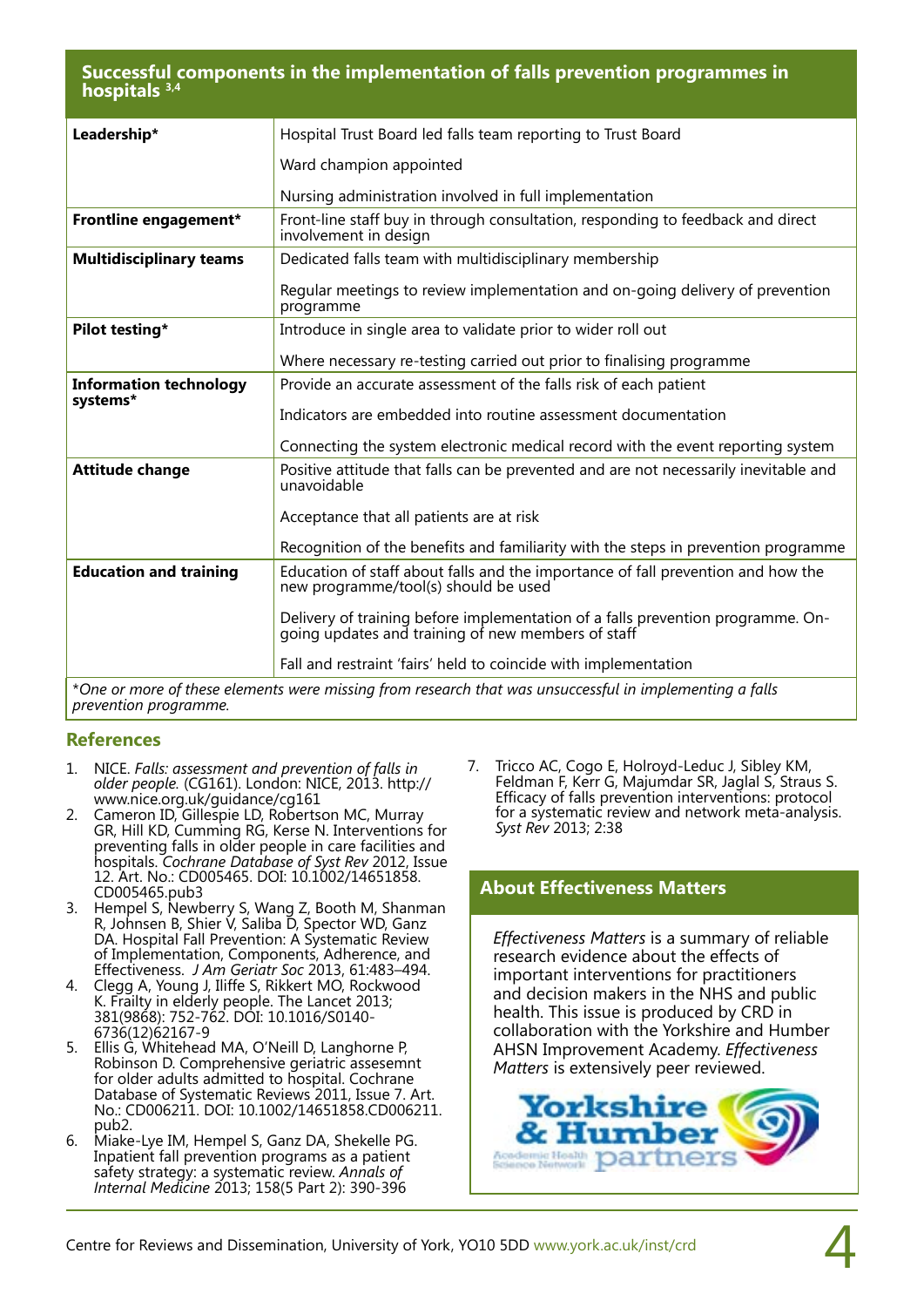## Successful components in the implementation of falls prevention programmes in hospitals [3,4]

| | |
|---|---|
| **Leadership*** | Hospital Trust Board led falls team reporting to Trust Board<br><br>Ward champion appointed<br><br>Nursing administration involved in full implementation |
| **Frontline engagement*** | Front-line staff buy in through consultation, responding to feedback and direct involvement in design |
| **Multidisciplinary teams** | Dedicated falls team with multidisciplinary membership<br><br>Regular meetings to review implementation and on-going delivery of prevention programme |
| **Pilot testing*** | Introduce in single area to validate prior to wider roll out<br><br>Where necessary re-testing carried out prior to finalising programme |
| **Information technology systems*** | Provide an accurate assessment of the falls risk of each patient<br><br>Indicators are embedded into routine assessment documentation<br><br>Connecting the system electronic medical record with the event reporting system |
| **Attitude change** | Positive attitude that falls can be prevented and are not necessarily inevitable and unavoidable<br><br>Acceptance that all patients are at risk<br><br>Recognition of the benefits and familiarity with the steps in prevention programme |
| **Education and training** | Education of staff about falls and the importance of fall prevention and how the new programme/tool(s) should be used<br><br>Delivery of training before implementation of a falls prevention programme. On-going updates and training of new members of staff<br><br>Fall and restraint 'fairs' held to coincide with implementation |

*One or more of these elements were missing from research that was unsuccessful in implementing a falls prevention programme.*

## References

1. NICE. *Falls: assessment and prevention of falls in older people.* (CG161). London: NICE, 2013. http://www.nice.org.uk/guidance/cg161
2. Cameron ID, Gillespie LD, Robertson MC, Murray GR, Hill KD, Cumming RG, Kerse N. Interventions for preventing falls in older people in care facilities and hospitals. *Cochrane Database of Syst Rev* 2012, Issue 12. Art. No.: CD005465. DOI: 10.1002/14651858.CD005465.pub3
3. Hempel S, Newberry S, Wang Z, Booth M, Shanman R, Johnsen B, Shier V, Saliba D, Spector WD, Ganz DA. Hospital Fall Prevention: A Systematic Review of Implementation, Components, Adherence, and Effectiveness. *J Am Geriatr Soc* 2013, 61:483–494.
4. Clegg A, Young J, Iliffe S, Rikkert MO, Rockwood K. Frailty in elderly people. The Lancet 2013; 381(9868): 752-762. DOI: 10.1016/S0140-6736(12)62167-9
5. Ellis G, Whitehead MA, O'Neill D, Langhorne P, Robinson D. Comprehensive geriatric assesemnt for older adults admitted to hospital. Cochrane Database of Systematic Reviews 2011, Issue 7. Art. No.: CD006211. DOI: 10.1002/14651858.CD006211.pub2.
6. Miake-Lye IM, Hempel S, Ganz DA, Shekelle PG. Inpatient fall prevention programs as a patient safety strategy: a systematic review. *Annals of Internal Medicine* 2013; 158(5 Part 2): 390-396
7. Tricco AC, Cogo E, Holroyd-Leduc J, Sibley KM, Feldman F, Kerr G, Majumdar SR, Jaglal S, Straus S. Efficacy of falls prevention interventions: protocol for a systematic review and network meta-analysis. *Syst Rev* 2013; 2:38

## About Effectiveness Matters

*Effectiveness Matters* is a summary of reliable research evidence about the effects of important interventions for practitioners and decision makers in the NHS and public health. This issue is produced by CRD in collaboration with the Yorkshire and Humber AHSN Improvement Academy. *Effectiveness Matters* is extensively peer reviewed.

Yorkshire & Humber Academic Health Science Network partners

Centre for Reviews and Dissemination, University of York, YO10 5DD www.york.ac.uk/inst/crd